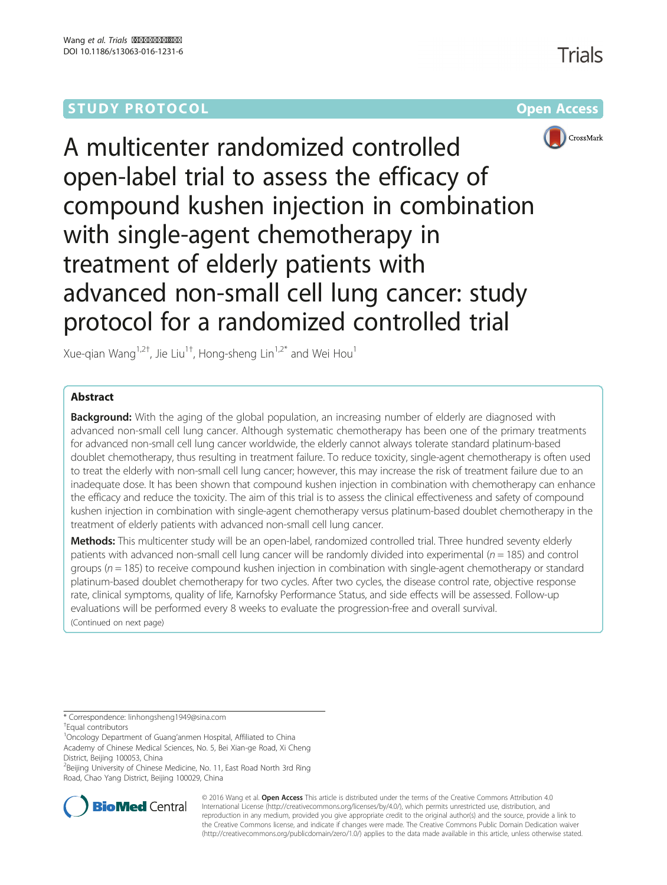STUDY PROTOCOL Open Access

# A multicenter randomized controlled open-label trial to assess the efficacy of compound kushen injection in combination with single-agent chemotherapy in treatment of elderly patients with advanced non-small cell lung cancer: study protocol for a randomized controlled trial

Xue-qian Wang[1,2†], Jie Liu[1†], Hong-sheng Lin[1,2*] and Wei Hou[1]

## Abstract

**Background:** With the aging of the global population, an increasing number of elderly are diagnosed with advanced non-small cell lung cancer. Although systematic chemotherapy has been one of the primary treatments for advanced non-small cell lung cancer worldwide, the elderly cannot always tolerate standard platinum-based doublet chemotherapy, thus resulting in treatment failure. To reduce toxicity, single-agent chemotherapy is often used to treat the elderly with non-small cell lung cancer; however, this may increase the risk of treatment failure due to an inadequate dose. It has been shown that compound kushen injection in combination with chemotherapy can enhance the efficacy and reduce the toxicity. The aim of this trial is to assess the clinical effectiveness and safety of compound kushen injection in combination with single-agent chemotherapy versus platinum-based doublet chemotherapy in the treatment of elderly patients with advanced non-small cell lung cancer.

**Methods:** This multicenter study will be an open-label, randomized controlled trial. Three hundred seventy elderly patients with advanced non-small cell lung cancer will be randomly divided into experimental ($n = 185$) and control groups ($n = 185$) to receive compound kushen injection in combination with single-agent chemotherapy or standard platinum-based doublet chemotherapy for two cycles. After two cycles, the disease control rate, objective response rate, clinical symptoms, quality of life, Karnofsky Performance Status, and side effects will be assessed. Follow-up evaluations will be performed every 8 weeks to evaluate the progression-free and overall survival.

(Continued on next page)

* Correspondence: linhongsheng1949@sina.com

†Equal contributors

[1]Oncology Department of Guang'anmen Hospital, Affiliated to China Academy of Chinese Medical Sciences, No. 5, Bei Xian-ge Road, Xi Cheng District, Beijing 100053, China

[2]Beijing University of Chinese Medicine, No. 11, East Road North 3rd Ring Road, Chao Yang District, Beijing 100029, China

© 2016 Wang et al. **Open Access** This article is distributed under the terms of the Creative Commons Attribution 4.0 International License (http://creativecommons.org/licenses/by/4.0/), which permits unrestricted use, distribution, and reproduction in any medium, provided you give appropriate credit to the original author(s) and the source, provide a link to the Creative Commons license, and indicate if changes were made. The Creative Commons Public Domain Dedication waiver (http://creativecommons.org/publicdomain/zero/1.0/) applies to the data made available in this article, unless otherwise stated.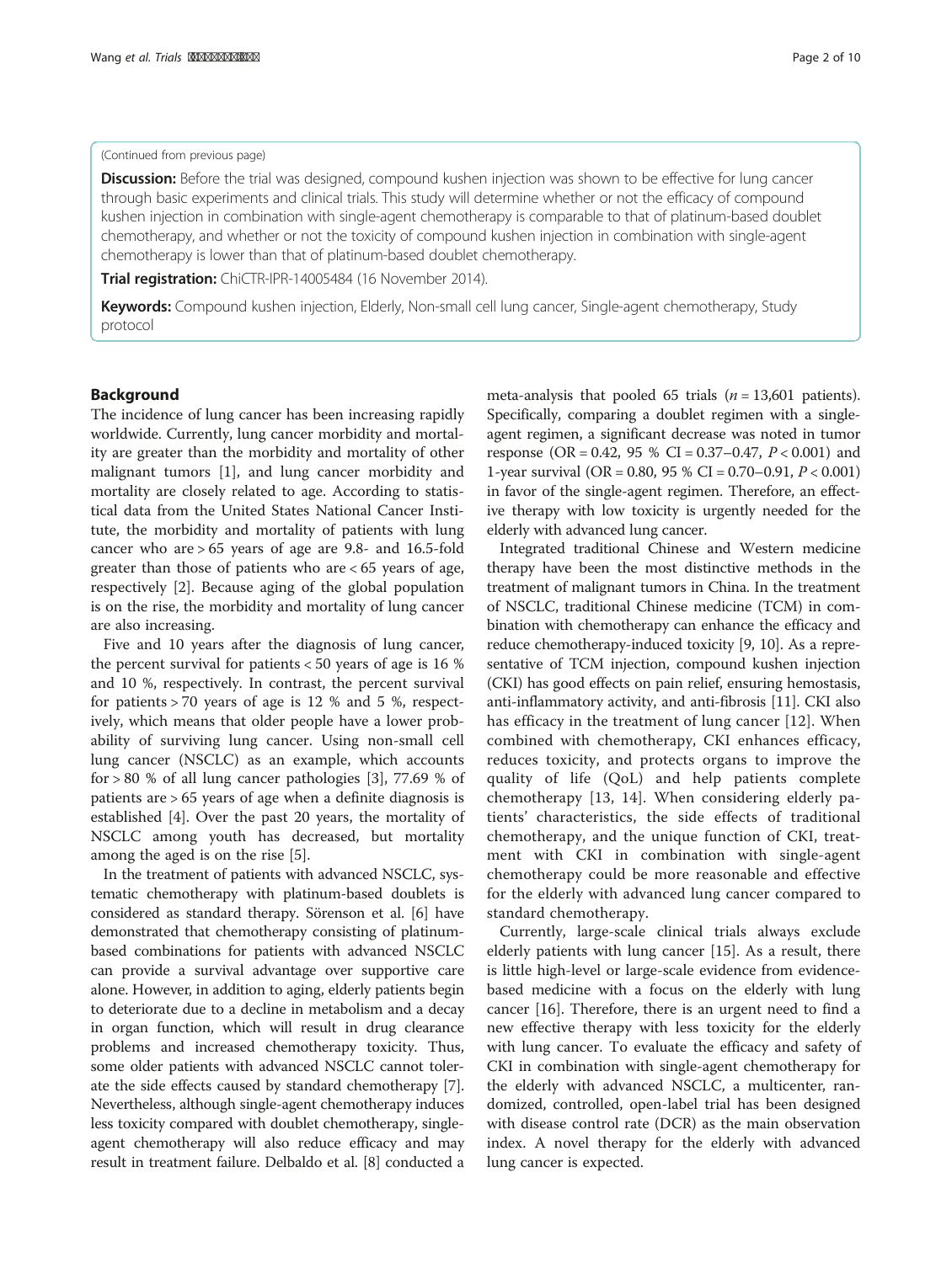(Continued from previous page)

**Discussion:** Before the trial was designed, compound kushen injection was shown to be effective for lung cancer through basic experiments and clinical trials. This study will determine whether or not the efficacy of compound kushen injection in combination with single-agent chemotherapy is comparable to that of platinum-based doublet chemotherapy, and whether or not the toxicity of compound kushen injection in combination with single-agent chemotherapy is lower than that of platinum-based doublet chemotherapy.

**Trial registration:** ChiCTR-IPR-14005484 (16 November 2014).

**Keywords:** Compound kushen injection, Elderly, Non-small cell lung cancer, Single-agent chemotherapy, Study protocol

## Background

The incidence of lung cancer has been increasing rapidly worldwide. Currently, lung cancer morbidity and mortality are greater than the morbidity and mortality of other malignant tumors [1], and lung cancer morbidity and mortality are closely related to age. According to statistical data from the United States National Cancer Institute, the morbidity and mortality of patients with lung cancer who are > 65 years of age are 9.8- and 16.5-fold greater than those of patients who are < 65 years of age, respectively [2]. Because aging of the global population is on the rise, the morbidity and mortality of lung cancer are also increasing.

Five and 10 years after the diagnosis of lung cancer, the percent survival for patients < 50 years of age is 16 % and 10 %, respectively. In contrast, the percent survival for patients > 70 years of age is 12 % and 5 %, respectively, which means that older people have a lower probability of surviving lung cancer. Using non-small cell lung cancer (NSCLC) as an example, which accounts for > 80 % of all lung cancer pathologies [3], 77.69 % of patients are > 65 years of age when a definite diagnosis is established [4]. Over the past 20 years, the mortality of NSCLC among youth has decreased, but mortality among the aged is on the rise [5].

In the treatment of patients with advanced NSCLC, systematic chemotherapy with platinum-based doublets is considered as standard therapy. Sörenson et al. [6] have demonstrated that chemotherapy consisting of platinum-based combinations for patients with advanced NSCLC can provide a survival advantage over supportive care alone. However, in addition to aging, elderly patients begin to deteriorate due to a decline in metabolism and a decay in organ function, which will result in drug clearance problems and increased chemotherapy toxicity. Thus, some older patients with advanced NSCLC cannot tolerate the side effects caused by standard chemotherapy [7]. Nevertheless, although single-agent chemotherapy induces less toxicity compared with doublet chemotherapy, single-agent chemotherapy will also reduce efficacy and may result in treatment failure. Delbaldo et al. [8] conducted a meta-analysis that pooled 65 trials ($n = 13{,}601$ patients). Specifically, comparing a doublet regimen with a single-agent regimen, a significant decrease was noted in tumor response (OR = 0.42, 95 % CI = 0.37–0.47, $P < 0.001$) and 1-year survival (OR = 0.80, 95 % CI = 0.70–0.91, $P < 0.001$) in favor of the single-agent regimen. Therefore, an effective therapy with low toxicity is urgently needed for the elderly with advanced lung cancer.

Integrated traditional Chinese and Western medicine therapy have been the most distinctive methods in the treatment of malignant tumors in China. In the treatment of NSCLC, traditional Chinese medicine (TCM) in combination with chemotherapy can enhance the efficacy and reduce chemotherapy-induced toxicity [9, 10]. As a representative of TCM injection, compound kushen injection (CKI) has good effects on pain relief, ensuring hemostasis, anti-inflammatory activity, and anti-fibrosis [11]. CKI also has efficacy in the treatment of lung cancer [12]. When combined with chemotherapy, CKI enhances efficacy, reduces toxicity, and protects organs to improve the quality of life (QoL) and help patients complete chemotherapy [13, 14]. When considering elderly patients' characteristics, the side effects of traditional chemotherapy, and the unique function of CKI, treatment with CKI in combination with single-agent chemotherapy could be more reasonable and effective for the elderly with advanced lung cancer compared to standard chemotherapy.

Currently, large-scale clinical trials always exclude elderly patients with lung cancer [15]. As a result, there is little high-level or large-scale evidence from evidence-based medicine with a focus on the elderly with lung cancer [16]. Therefore, there is an urgent need to find a new effective therapy with less toxicity for the elderly with lung cancer. To evaluate the efficacy and safety of CKI in combination with single-agent chemotherapy for the elderly with advanced NSCLC, a multicenter, randomized, controlled, open-label trial has been designed with disease control rate (DCR) as the main observation index. A novel therapy for the elderly with advanced lung cancer is expected.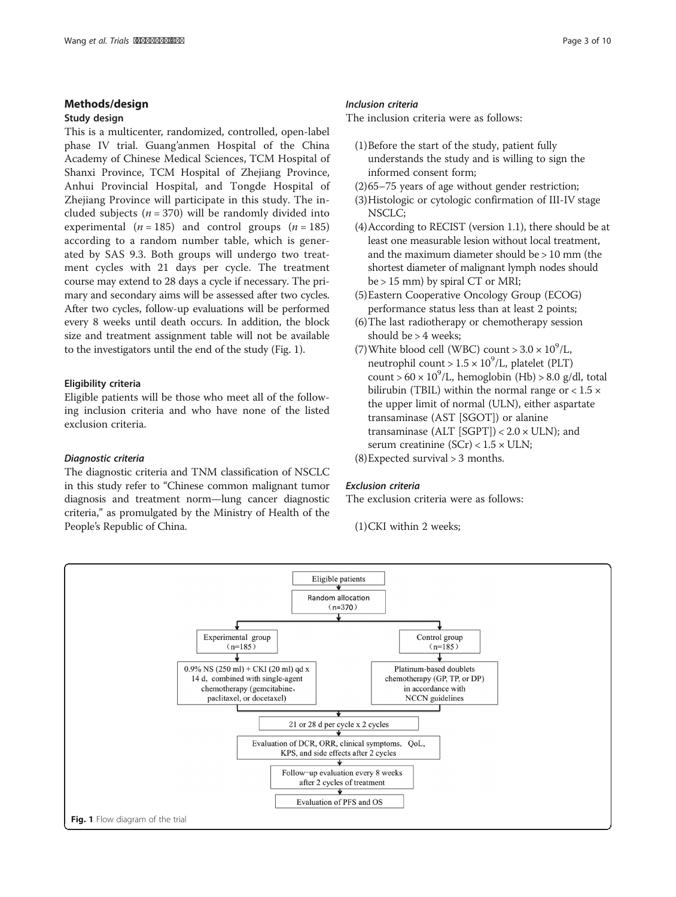## Methods/design

### Study design

This is a multicenter, randomized, controlled, open-label phase IV trial. Guang'anmen Hospital of the China Academy of Chinese Medical Sciences, TCM Hospital of Shanxi Province, TCM Hospital of Zhejiang Province, Anhui Provincial Hospital, and Tongde Hospital of Zhejiang Province will participate in this study. The included subjects ($n = 370$) will be randomly divided into experimental ($n = 185$) and control groups ($n = 185$) according to a random number table, which is generated by SAS 9.3. Both groups will undergo two treatment cycles with 21 days per cycle. The treatment course may extend to 28 days a cycle if necessary. The primary and secondary aims will be assessed after two cycles. After two cycles, follow-up evaluations will be performed every 8 weeks until death occurs. In addition, the block size and treatment assignment table will not be available to the investigators until the end of the study (Fig. 1).

### Eligibility criteria

Eligible patients will be those who meet all of the following inclusion criteria and who have none of the listed exclusion criteria.

#### *Diagnostic criteria*

The diagnostic criteria and TNM classification of NSCLC in this study refer to "Chinese common malignant tumor diagnosis and treatment norm—lung cancer diagnostic criteria," as promulgated by the Ministry of Health of the People's Republic of China.

#### *Inclusion criteria*

The inclusion criteria were as follows:

(1) Before the start of the study, patient fully understands the study and is willing to sign the informed consent form;
(2) 65–75 years of age without gender restriction;
(3) Histologic or cytologic confirmation of III-IV stage NSCLC;
(4) According to RECIST (version 1.1), there should be at least one measurable lesion without local treatment, and the maximum diameter should be > 10 mm (the shortest diameter of malignant lymph nodes should be > 15 mm) by spiral CT or MRI;
(5) Eastern Cooperative Oncology Group (ECOG) performance status less than at least 2 points;
(6) The last radiotherapy or chemotherapy session should be > 4 weeks;
(7) White blood cell (WBC) count $> 3.0 \times 10^9$/L, neutrophil count $> 1.5 \times 10^9$/L, platelet (PLT) count $> 60 \times 10^9$/L, hemoglobin (Hb) > 8.0 g/dl, total bilirubin (TBIL) within the normal range or $< 1.5 \times$ the upper limit of normal (ULN), either aspartate transaminase (AST [SGOT]) or alanine transaminase (ALT [SGPT]) $< 2.0 \times$ ULN); and serum creatinine (SCr) $< 1.5 \times$ ULN;
(8) Expected survival > 3 months.

#### *Exclusion criteria*

The exclusion criteria were as follows:

(1) CKI within 2 weeks;

```
Eligible patients
        ↓
Random allocation (n=370)
        ↓
Experimental group (n=185)                          Control group (n=185)
        ↓                                                   ↓
0.9% NS (250 ml) + CKI (20 ml) qd x                 Platinum-based doublets
14 d, combined with single-agent                     chemotherapy (GP, TP, or DP)
chemotherapy (gemcitabine,                           in accordance with
paclitaxel, or docetaxel)                            NCCN guidelines
        ↓
21 or 28 d per cycle x 2 cycles
        ↓
Evaluation of DCR, ORR, clinical symptoms, QoL,
KPS, and side effects after 2 cycles
        ↓
Follow-up evaluation every 8 weeks
after 2 cycles of treatment
        ↓
Evaluation of PFS and OS
```

**Fig. 1** Flow diagram of the trial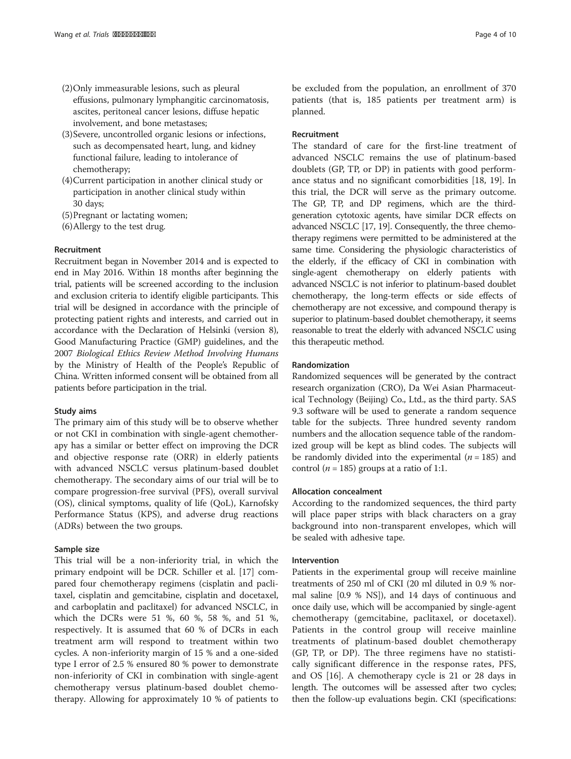(2) Only immeasurable lesions, such as pleural effusions, pulmonary lymphangitic carcinomatosis, ascites, peritoneal cancer lesions, diffuse hepatic involvement, and bone metastases;
(3) Severe, uncontrolled organic lesions or infections, such as decompensated heart, lung, and kidney functional failure, leading to intolerance of chemotherapy;
(4) Current participation in another clinical study or participation in another clinical study within 30 days;
(5) Pregnant or lactating women;
(6) Allergy to the test drug.

#### Recruitment

Recruitment began in November 2014 and is expected to end in May 2016. Within 18 months after beginning the trial, patients will be screened according to the inclusion and exclusion criteria to identify eligible participants. This trial will be designed in accordance with the principle of protecting patient rights and interests, and carried out in accordance with the Declaration of Helsinki (version 8), Good Manufacturing Practice (GMP) guidelines, and the 2007 *Biological Ethics Review Method Involving Humans* by the Ministry of Health of the People's Republic of China. Written informed consent will be obtained from all patients before participation in the trial.

#### Study aims

The primary aim of this study will be to observe whether or not CKI in combination with single-agent chemotherapy has a similar or better effect on improving the DCR and objective response rate (ORR) in elderly patients with advanced NSCLC versus platinum-based doublet chemotherapy. The secondary aims of our trial will be to compare progression-free survival (PFS), overall survival (OS), clinical symptoms, quality of life (QoL), Karnofsky Performance Status (KPS), and adverse drug reactions (ADRs) between the two groups.

#### Sample size

This trial will be a non-inferiority trial, in which the primary endpoint will be DCR. Schiller et al. [17] compared four chemotherapy regimens (cisplatin and paclitaxel, cisplatin and gemcitabine, cisplatin and docetaxel, and carboplatin and paclitaxel) for advanced NSCLC, in which the DCRs were 51 %, 60 %, 58 %, and 51 %, respectively. It is assumed that 60 % of DCRs in each treatment arm will respond to treatment within two cycles. A non-inferiority margin of 15 % and a one-sided type I error of 2.5 % ensured 80 % power to demonstrate non-inferiority of CKI in combination with single-agent chemotherapy versus platinum-based doublet chemotherapy. Allowing for approximately 10 % of patients to be excluded from the population, an enrollment of 370 patients (that is, 185 patients per treatment arm) is planned.

#### Recruitment

The standard of care for the first-line treatment of advanced NSCLC remains the use of platinum-based doublets (GP, TP, or DP) in patients with good performance status and no significant comorbidities [18, 19]. In this trial, the DCR will serve as the primary outcome. The GP, TP, and DP regimens, which are the third-generation cytotoxic agents, have similar DCR effects on advanced NSCLC [17, 19]. Consequently, the three chemotherapy regimens were permitted to be administered at the same time. Considering the physiologic characteristics of the elderly, if the efficacy of CKI in combination with single-agent chemotherapy on elderly patients with advanced NSCLC is not inferior to platinum-based doublet chemotherapy, the long-term effects or side effects of chemotherapy are not excessive, and compound therapy is superior to platinum-based doublet chemotherapy, it seems reasonable to treat the elderly with advanced NSCLC using this therapeutic method.

#### Randomization

Randomized sequences will be generated by the contract research organization (CRO), Da Wei Asian Pharmaceutical Technology (Beijing) Co., Ltd., as the third party. SAS 9.3 software will be used to generate a random sequence table for the subjects. Three hundred seventy random numbers and the allocation sequence table of the randomized group will be kept as blind codes. The subjects will be randomly divided into the experimental ($n = 185$) and control ($n = 185$) groups at a ratio of 1:1.

#### Allocation concealment

According to the randomized sequences, the third party will place paper strips with black characters on a gray background into non-transparent envelopes, which will be sealed with adhesive tape.

#### Intervention

Patients in the experimental group will receive mainline treatments of 250 ml of CKI (20 ml diluted in 0.9 % normal saline [0.9 % NS]), and 14 days of continuous and once daily use, which will be accompanied by single-agent chemotherapy (gemcitabine, paclitaxel, or docetaxel). Patients in the control group will receive mainline treatments of platinum-based doublet chemotherapy (GP, TP, or DP). The three regimens have no statistically significant difference in the response rates, PFS, and OS [16]. A chemotherapy cycle is 21 or 28 days in length. The outcomes will be assessed after two cycles; then the follow-up evaluations begin. CKI (specifications: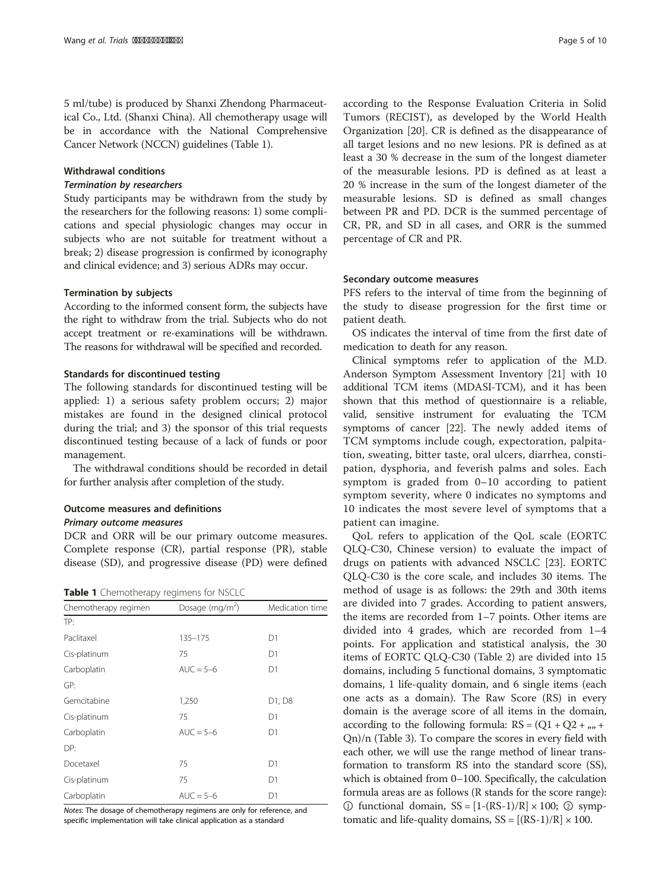5 ml/tube) is produced by Shanxi Zhendong Pharmaceutical Co., Ltd. (Shanxi China). All chemotherapy usage will be in accordance with the National Comprehensive Cancer Network (NCCN) guidelines (Table 1).

### Withdrawal conditions

#### *Termination by researchers*

Study participants may be withdrawn from the study by the researchers for the following reasons: 1) some complications and special physiologic changes may occur in subjects who are not suitable for treatment without a break; 2) disease progression is confirmed by iconography and clinical evidence; and 3) serious ADRs may occur.

#### Termination by subjects

According to the informed consent form, the subjects have the right to withdraw from the trial. Subjects who do not accept treatment or re-examinations will be withdrawn. The reasons for withdrawal will be specified and recorded.

#### Standards for discontinued testing

The following standards for discontinued testing will be applied: 1) a serious safety problem occurs; 2) major mistakes are found in the designed clinical protocol during the trial; and 3) the sponsor of this trial requests discontinued testing because of a lack of funds or poor management.

The withdrawal conditions should be recorded in detail for further analysis after completion of the study.

### Outcome measures and definitions

#### *Primary outcome measures*

DCR and ORR will be our primary outcome measures. Complete response (CR), partial response (PR), stable disease (SD), and progressive disease (PD) were defined according to the Response Evaluation Criteria in Solid Tumors (RECIST), as developed by the World Health Organization [20]. CR is defined as the disappearance of all target lesions and no new lesions. PR is defined as at least a 30 % decrease in the sum of the longest diameter of the measurable lesions. PD is defined as at least a 20 % increase in the sum of the longest diameter of the measurable lesions. SD is defined as small changes between PR and PD. DCR is the summed percentage of CR, PR, and SD in all cases, and ORR is the summed percentage of CR and PR.

**Table 1** Chemotherapy regimens for NSCLC

| Chemotherapy regimen | Dosage (mg/m$^2$) | Medication time |
|---|---|---|
| TP: | | |
| Paclitaxel | 135–175 | D1 |
| Cis-platinum | 75 | D1 |
| Carboplatin | AUC = 5–6 | D1 |
| GP: | | |
| Gemcitabine | 1,250 | D1, D8 |
| Cis-platinum | 75 | D1 |
| Carboplatin | AUC = 5–6 | D1 |
| DP: | | |
| Docetaxel | 75 | D1 |
| Cis-platinum | 75 | D1 |
| Carboplatin | AUC = 5–6 | D1 |

*Notes*: The dosage of chemotherapy regimens are only for reference, and specific implementation will take clinical application as a standard

#### Secondary outcome measures

PFS refers to the interval of time from the beginning of the study to disease progression for the first time or patient death.

OS indicates the interval of time from the first date of medication to death for any reason.

Clinical symptoms refer to application of the M.D. Anderson Symptom Assessment Inventory [21] with 10 additional TCM items (MDASI-TCM), and it has been shown that this method of questionnaire is a reliable, valid, sensitive instrument for evaluating the TCM symptoms of cancer [22]. The newly added items of TCM symptoms include cough, expectoration, palpitation, sweating, bitter taste, oral ulcers, diarrhea, constipation, dysphoria, and feverish palms and soles. Each symptom is graded from 0–10 according to patient symptom severity, where 0 indicates no symptoms and 10 indicates the most severe level of symptoms that a patient can imagine.

QoL refers to application of the QoL scale (EORTC QLQ-C30, Chinese version) to evaluate the impact of drugs on patients with advanced NSCLC [23]. EORTC QLQ-C30 is the core scale, and includes 30 items. The method of usage is as follows: the 29th and 30th items are divided into 7 grades. According to patient answers, the items are recorded from 1–7 points. Other items are divided into 4 grades, which are recorded from 1–4 points. For application and statistical analysis, the 30 items of EORTC QLQ-C30 (Table 2) are divided into 15 domains, including 5 functional domains, 3 symptomatic domains, 1 life-quality domain, and 6 single items (each one acts as a domain). The Raw Score (RS) in every domain is the average score of all items in the domain, according to the following formula: $RS = (Q1 + Q2 + ,,,, + Qn)/n$ (Table 3). To compare the scores in every field with each other, we will use the range method of linear transformation to transform RS into the standard score (SS), which is obtained from 0–100. Specifically, the calculation formula areas are as follows (R stands for the score range): ① functional domain, $SS = [1-(RS-1)/R] \times 100$; ② symptomatic and life-quality domains, $SS = [(RS-1)/R] \times 100$.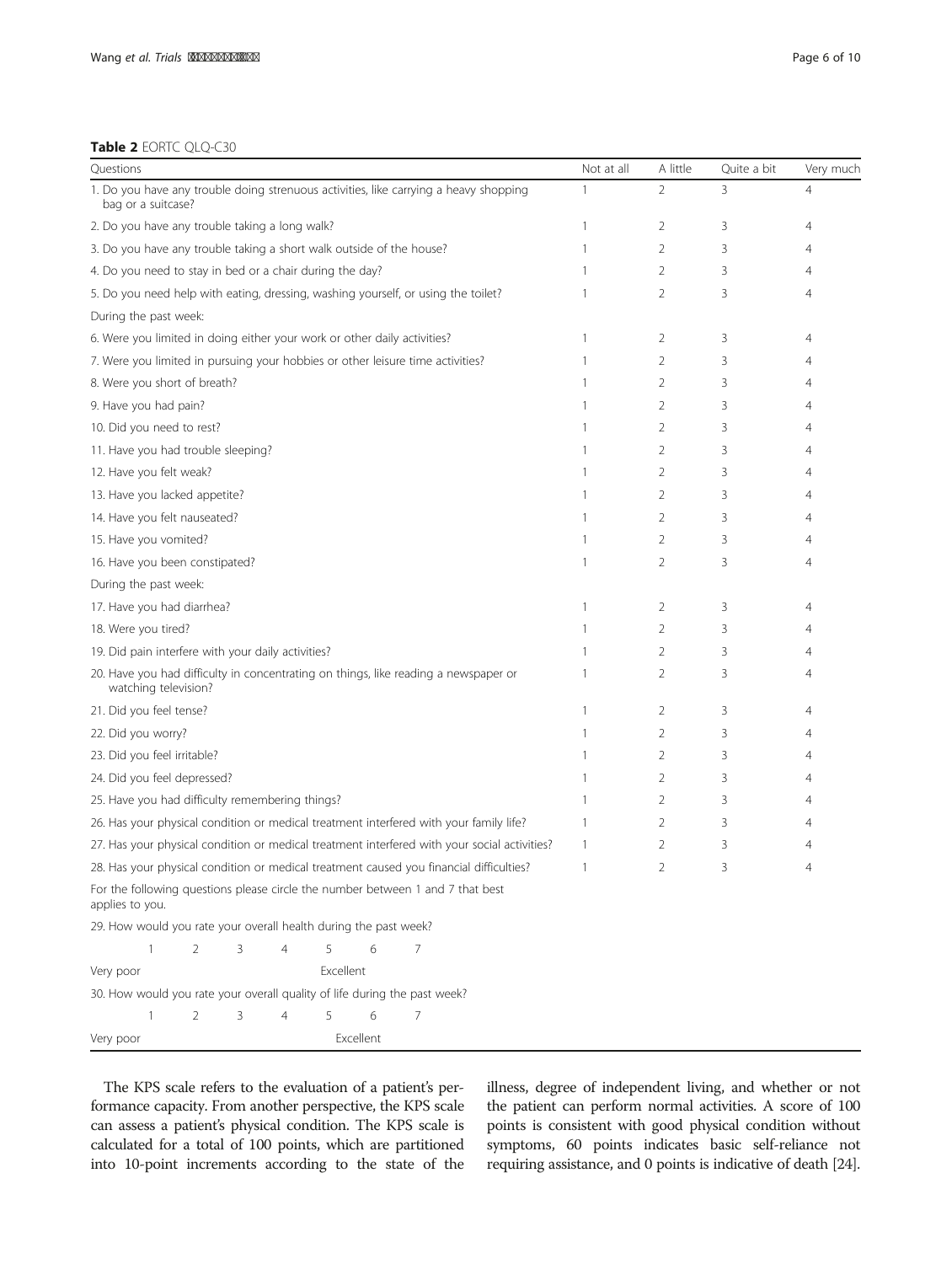**Table 2** EORTC QLQ-C30

| Questions | Not at all | A little | Quite a bit | Very much |
|---|---|---|---|---|
| 1. Do you have any trouble doing strenuous activities, like carrying a heavy shopping bag or a suitcase? | 1 | 2 | 3 | 4 |
| 2. Do you have any trouble taking a long walk? | 1 | 2 | 3 | 4 |
| 3. Do you have any trouble taking a short walk outside of the house? | 1 | 2 | 3 | 4 |
| 4. Do you need to stay in bed or a chair during the day? | 1 | 2 | 3 | 4 |
| 5. Do you need help with eating, dressing, washing yourself, or using the toilet? | 1 | 2 | 3 | 4 |
| During the past week: | | | | |
| 6. Were you limited in doing either your work or other daily activities? | 1 | 2 | 3 | 4 |
| 7. Were you limited in pursuing your hobbies or other leisure time activities? | 1 | 2 | 3 | 4 |
| 8. Were you short of breath? | 1 | 2 | 3 | 4 |
| 9. Have you had pain? | 1 | 2 | 3 | 4 |
| 10. Did you need to rest? | 1 | 2 | 3 | 4 |
| 11. Have you had trouble sleeping? | 1 | 2 | 3 | 4 |
| 12. Have you felt weak? | 1 | 2 | 3 | 4 |
| 13. Have you lacked appetite? | 1 | 2 | 3 | 4 |
| 14. Have you felt nauseated? | 1 | 2 | 3 | 4 |
| 15. Have you vomited? | 1 | 2 | 3 | 4 |
| 16. Have you been constipated? | 1 | 2 | 3 | 4 |
| During the past week: | | | | |
| 17. Have you had diarrhea? | 1 | 2 | 3 | 4 |
| 18. Were you tired? | 1 | 2 | 3 | 4 |
| 19. Did pain interfere with your daily activities? | 1 | 2 | 3 | 4 |
| 20. Have you had difficulty in concentrating on things, like reading a newspaper or watching television? | 1 | 2 | 3 | 4 |
| 21. Did you feel tense? | 1 | 2 | 3 | 4 |
| 22. Did you worry? | 1 | 2 | 3 | 4 |
| 23. Did you feel irritable? | 1 | 2 | 3 | 4 |
| 24. Did you feel depressed? | 1 | 2 | 3 | 4 |
| 25. Have you had difficulty remembering things? | 1 | 2 | 3 | 4 |
| 26. Has your physical condition or medical treatment interfered with your family life? | 1 | 2 | 3 | 4 |
| 27. Has your physical condition or medical treatment interfered with your social activities? | 1 | 2 | 3 | 4 |
| 28. Has your physical condition or medical treatment caused you financial difficulties? | 1 | 2 | 3 | 4 |
| For the following questions please circle the number between 1 and 7 that best applies to you. | | | | |
| 29. How would you rate your overall health during the past week? | | | | |
| 1 2 3 4 5 6 7 | | | | |
| Very poor Excellent | | | | |
| 30. How would you rate your overall quality of life during the past week? | | | | |
| 1 2 3 4 5 6 7 | | | | |
| Very poor Excellent | | | | |

The KPS scale refers to the evaluation of a patient's performance capacity. From another perspective, the KPS scale can assess a patient's physical condition. The KPS scale is calculated for a total of 100 points, which are partitioned into 10-point increments according to the state of the illness, degree of independent living, and whether or not the patient can perform normal activities. A score of 100 points is consistent with good physical condition without symptoms, 60 points indicates basic self-reliance not requiring assistance, and 0 points is indicative of death [24].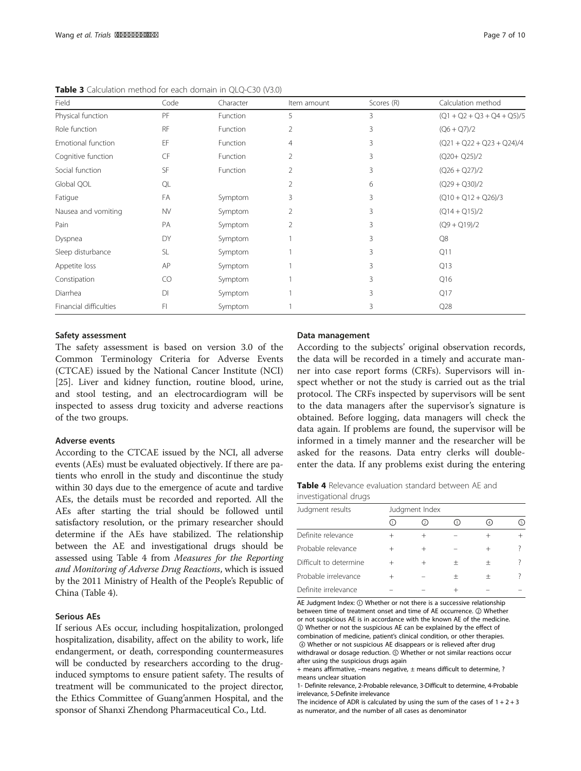**Table 3** Calculation method for each domain in QLQ-C30 (V3.0)

| Field | Code | Character | Item amount | Scores (R) | Calculation method |
| --- | --- | --- | --- | --- | --- |
| Physical function | PF | Function | 5 | 3 | (Q1 + Q2 + Q3 + Q4 + Q5)/5 |
| Role function | RF | Function | 2 | 3 | (Q6 + Q7)/2 |
| Emotional function | EF | Function | 4 | 3 | (Q21 + Q22 + Q23 + Q24)/4 |
| Cognitive function | CF | Function | 2 | 3 | (Q20+ Q25)/2 |
| Social function | SF | Function | 2 | 3 | (Q26 + Q27)/2 |
| Global QOL | QL | | 2 | 6 | (Q29 + Q30)/2 |
| Fatigue | FA | Symptom | 3 | 3 | (Q10 + Q12 + Q26)/3 |
| Nausea and vomiting | NV | Symptom | 2 | 3 | (Q14 + Q15)/2 |
| Pain | PA | Symptom | 2 | 3 | (Q9 + Q19)/2 |
| Dyspnea | DY | Symptom | 1 | 3 | Q8 |
| Sleep disturbance | SL | Symptom | 1 | 3 | Q11 |
| Appetite loss | AP | Symptom | 1 | 3 | Q13 |
| Constipation | CO | Symptom | 1 | 3 | Q16 |
| Diarrhea | DI | Symptom | 1 | 3 | Q17 |
| Financial difficulties | FI | Symptom | 1 | 3 | Q28 |

### Safety assessment

The safety assessment is based on version 3.0 of the Common Terminology Criteria for Adverse Events (CTCAE) issued by the National Cancer Institute (NCI) [25]. Liver and kidney function, routine blood, urine, and stool testing, and an electrocardiogram will be inspected to assess drug toxicity and adverse reactions of the two groups.

### Adverse events

According to the CTCAE issued by the NCI, all adverse events (AEs) must be evaluated objectively. If there are patients who enroll in the study and discontinue the study within 30 days due to the emergence of acute and tardive AEs, the details must be recorded and reported. All the AEs after starting the trial should be followed until satisfactory resolution, or the primary researcher should determine if the AEs have stabilized. The relationship between the AE and investigational drugs should be assessed using Table 4 from *Measures for the Reporting and Monitoring of Adverse Drug Reactions*, which is issued by the 2011 Ministry of Health of the People's Republic of China (Table 4).

### Serious AEs

If serious AEs occur, including hospitalization, prolonged hospitalization, disability, affect on the ability to work, life endangerment, or death, corresponding countermeasures will be conducted by researchers according to the drug-induced symptoms to ensure patient safety. The results of treatment will be communicated to the project director, the Ethics Committee of Guang'anmen Hospital, and the sponsor of Shanxi Zhendong Pharmaceutical Co., Ltd.

### Data management

According to the subjects' original observation records, the data will be recorded in a timely and accurate manner into case report forms (CRFs). Supervisors will inspect whether or not the study is carried out as the trial protocol. The CRFs inspected by supervisors will be sent to the data managers after the supervisor's signature is obtained. Before logging, data managers will check the data again. If problems are found, the supervisor will be informed in a timely manner and the researcher will be asked for the reasons. Data entry clerks will double-enter the data. If any problems exist during the entering

**Table 4** Relevance evaluation standard between AE and investigational drugs

| Judgment results | Judgment Index | | | | |
| --- | --- | --- | --- | --- | --- |
| | ① | ② | ③ | ④ | ⑤ |
| Definite relevance | + | + | − | + | + |
| Probable relevance | + | + | − | + | ? |
| Difficult to determine | + | + | ± | ± | ? |
| Probable irrelevance | + | − | ± | ± | ? |
| Definite irrelevance | − | − | + | − | − |

AE Judgment Index: ① Whether or not there is a successive relationship between time of treatment onset and time of AE occurrence. ② Whether or not suspicious AE is in accordance with the known AE of the medicine. ③ Whether or not the suspicious AE can be explained by the effect of combination of medicine, patient's clinical condition, or other therapies. ④ Whether or not suspicious AE disappears or is relieved after drug withdrawal or dosage reduction. ⑤ Whether or not similar reactions occur after using the suspicious drugs again

+ means affirmative, −means negative, ± means difficult to determine, ? means unclear situation

1- Definite relevance, 2-Probable relevance, 3-Difficult to determine, 4-Probable irrelevance, 5-Definite irrelevance

The incidence of ADR is calculated by using the sum of the cases of 1 + 2 + 3 as numerator, and the number of all cases as denominator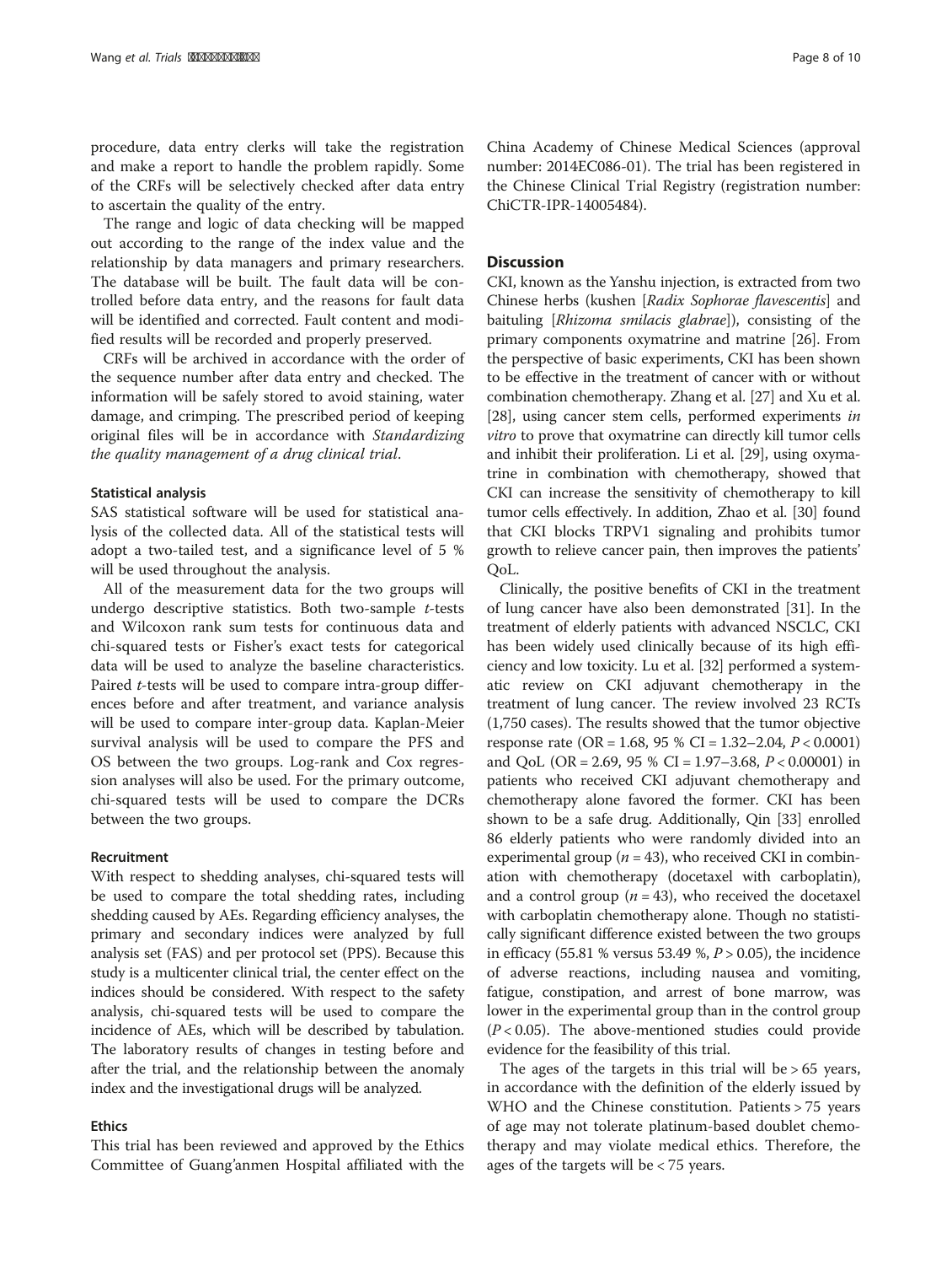procedure, data entry clerks will take the registration and make a report to handle the problem rapidly. Some of the CRFs will be selectively checked after data entry to ascertain the quality of the entry.

The range and logic of data checking will be mapped out according to the range of the index value and the relationship by data managers and primary researchers. The database will be built. The fault data will be controlled before data entry, and the reasons for fault data will be identified and corrected. Fault content and modified results will be recorded and properly preserved.

CRFs will be archived in accordance with the order of the sequence number after data entry and checked. The information will be safely stored to avoid staining, water damage, and crimping. The prescribed period of keeping original files will be in accordance with *Standardizing the quality management of a drug clinical trial*.

#### Statistical analysis

SAS statistical software will be used for statistical analysis of the collected data. All of the statistical tests will adopt a two-tailed test, and a significance level of 5 % will be used throughout the analysis.

All of the measurement data for the two groups will undergo descriptive statistics. Both two-sample *t*-tests and Wilcoxon rank sum tests for continuous data and chi-squared tests or Fisher's exact tests for categorical data will be used to analyze the baseline characteristics. Paired *t*-tests will be used to compare intra-group differences before and after treatment, and variance analysis will be used to compare inter-group data. Kaplan-Meier survival analysis will be used to compare the PFS and OS between the two groups. Log-rank and Cox regression analyses will also be used. For the primary outcome, chi-squared tests will be used to compare the DCRs between the two groups.

#### Recruitment

With respect to shedding analyses, chi-squared tests will be used to compare the total shedding rates, including shedding caused by AEs. Regarding efficiency analyses, the primary and secondary indices were analyzed by full analysis set (FAS) and per protocol set (PPS). Because this study is a multicenter clinical trial, the center effect on the indices should be considered. With respect to the safety analysis, chi-squared tests will be used to compare the incidence of AEs, which will be described by tabulation. The laboratory results of changes in testing before and after the trial, and the relationship between the anomaly index and the investigational drugs will be analyzed.

#### Ethics

This trial has been reviewed and approved by the Ethics Committee of Guang'anmen Hospital affiliated with the China Academy of Chinese Medical Sciences (approval number: 2014EC086-01). The trial has been registered in the Chinese Clinical Trial Registry (registration number: ChiCTR-IPR-14005484).

## Discussion

CKI, known as the Yanshu injection, is extracted from two Chinese herbs (kushen [*Radix Sophorae flavescentis*] and baituling [*Rhizoma smilacis glabrae*]), consisting of the primary components oxymatrine and matrine [26]. From the perspective of basic experiments, CKI has been shown to be effective in the treatment of cancer with or without combination chemotherapy. Zhang et al. [27] and Xu et al. [28], using cancer stem cells, performed experiments *in vitro* to prove that oxymatrine can directly kill tumor cells and inhibit their proliferation. Li et al. [29], using oxymatrine in combination with chemotherapy, showed that CKI can increase the sensitivity of chemotherapy to kill tumor cells effectively. In addition, Zhao et al. [30] found that CKI blocks TRPV1 signaling and prohibits tumor growth to relieve cancer pain, then improves the patients' QoL.

Clinically, the positive benefits of CKI in the treatment of lung cancer have also been demonstrated [31]. In the treatment of elderly patients with advanced NSCLC, CKI has been widely used clinically because of its high efficiency and low toxicity. Lu et al. [32] performed a systematic review on CKI adjuvant chemotherapy in the treatment of lung cancer. The review involved 23 RCTs (1,750 cases). The results showed that the tumor objective response rate (OR = 1.68, 95 % CI = 1.32–2.04, $P < 0.0001$) and QoL (OR = 2.69, 95 % CI = 1.97–3.68, $P < 0.00001$) in patients who received CKI adjuvant chemotherapy and chemotherapy alone favored the former. CKI has been shown to be a safe drug. Additionally, Qin [33] enrolled 86 elderly patients who were randomly divided into an experimental group ($n = 43$), who received CKI in combination with chemotherapy (docetaxel with carboplatin), and a control group ($n = 43$), who received the docetaxel with carboplatin chemotherapy alone. Though no statistically significant difference existed between the two groups in efficacy (55.81 % versus 53.49 %, $P > 0.05$), the incidence of adverse reactions, including nausea and vomiting, fatigue, constipation, and arrest of bone marrow, was lower in the experimental group than in the control group ($P < 0.05$). The above-mentioned studies could provide evidence for the feasibility of this trial.

The ages of the targets in this trial will be > 65 years, in accordance with the definition of the elderly issued by WHO and the Chinese constitution. Patients > 75 years of age may not tolerate platinum-based doublet chemotherapy and may violate medical ethics. Therefore, the ages of the targets will be < 75 years.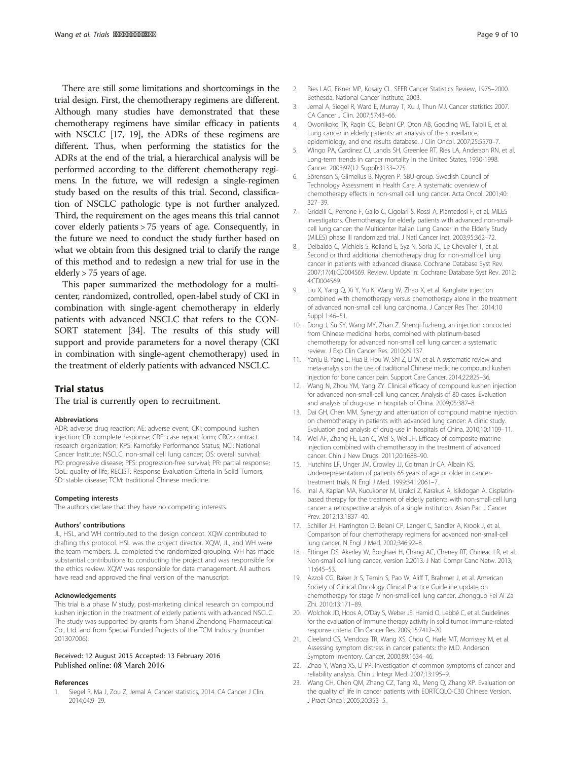There are still some limitations and shortcomings in the trial design. First, the chemotherapy regimens are different. Although many studies have demonstrated that these chemotherapy regimens have similar efficacy in patients with NSCLC [17, 19], the ADRs of these regimens are different. Thus, when performing the statistics for the ADRs at the end of the trial, a hierarchical analysis will be performed according to the different chemotherapy regimens. In the future, we will redesign a single-regimen study based on the results of this trial. Second, classification of NSCLC pathologic type is not further analyzed. Third, the requirement on the ages means this trial cannot cover elderly patients > 75 years of age. Consequently, in the future we need to conduct the study further based on what we obtain from this designed trial to clarify the range of this method and to redesign a new trial for use in the elderly > 75 years of age.

This paper summarized the methodology for a multicenter, randomized, controlled, open-label study of CKI in combination with single-agent chemotherapy in elderly patients with advanced NSCLC that refers to the CONSORT statement [34]. The results of this study will support and provide parameters for a novel therapy (CKI in combination with single-agent chemotherapy) used in the treatment of elderly patients with advanced NSCLC.

## Trial status

The trial is currently open to recruitment.

#### Abbreviations

ADR: adverse drug reaction; AE: adverse event; CKI: compound kushen injection; CR: complete response; CRF: case report form; CRO: contract research organization; KPS: Karnofsky Performance Status; NCI: National Cancer Institute; NSCLC: non-small cell lung cancer; OS: overall survival; PD: progressive disease; PFS: progression-free survival; PR: partial response; QoL: quality of life; RECIST: Response Evaluation Criteria in Solid Tumors; SD: stable disease; TCM: traditional Chinese medicine.

#### Competing interests

The authors declare that they have no competing interests.

#### Authors' contributions

JL, HSL, and WH contributed to the design concept. XQW contributed to drafting this protocol. HSL was the project director. XQW, JL, and WH were the team members. JL completed the randomized grouping. WH has made substantial contributions to conducting the project and was responsible for the ethics review. XQW was responsible for data management. All authors have read and approved the final version of the manuscript.

#### Acknowledgements

This trial is a phase IV study, post-marketing clinical research on compound kushen injection in the treatment of elderly patients with advanced NSCLC. The study was supported by grants from Shanxi Zhendong Pharmaceutical Co., Ltd. and from Special Funded Projects of the TCM Industry (number 201307006).

Received: 12 August 2015 Accepted: 13 February 2016
Published online: 08 March 2016

#### References

1. Siegel R, Ma J, Zou Z, Jemal A. Cancer statistics, 2014. CA Cancer J Clin. 2014;64:9–29.
2. Ries LAG, Eisner MP, Kosary CL. SEER Cancer Statistics Review, 1975–2000. Bethesda: National Cancer Institute; 2003.
3. Jemal A, Siegel R, Ward E, Murray T, Xu J, Thun MJ. Cancer statistics 2007. CA Cancer J Clin. 2007;57:43–66.
4. Owonikoko TK, Ragin CC, Belani CP, Oton AB, Gooding WE, Taioli E, et al. Lung cancer in elderly patients: an analysis of the surveillance, epidemiology, and end results database. J Clin Oncol. 2007;25:5570–7.
5. Wingo PA, Cardinez CJ, Landis SH, Greenlee RT, Ries LA, Anderson RN, et al. Long-term trends in cancer mortality in the United States, 1930-1998. Cancer. 2003;97(12 Suppl):3133–275.
6. Sörenson S, Glimelius B, Nygren P. SBU-group. Swedish Council of Technology Assessment in Health Care. A systematic overview of chemotherapy effects in non-small cell lung cancer. Acta Oncol. 2001;40: 327–39.
7. Gridelli C, Perrone F, Gallo C, Cigolari S, Rossi A, Piantedosi F, et al. MILES Investigators. Chemotherapy for elderly patients with advanced non-small-cell lung cancer: the Multicenter Italian Lung Cancer in the Elderly Study (MILES) phase III randomized trial. J Natl Cancer Inst. 2003;95:362–72.
8. Delbaldo C, Michiels S, Rolland E, Syz N, Soria JC, Le Chevalier T, et al. Second or third additional chemotherapy drug for non-small cell lung cancer in patients with advanced disease. Cochrane Database Syst Rev. 2007;17(4):CD004569. Review. Update in: Cochrane Database Syst Rev. 2012; 4:CD004569.
9. Liu X, Yang Q, Xi Y, Yu K, Wang W, Zhao X, et al. Kanglaite injection combined with chemotherapy versus chemotherapy alone in the treatment of advanced non-small cell lung carcinoma. J Cancer Res Ther. 2014;10 Suppl 1:46–51.
10. Dong J, Su SY, Wang MY, Zhan Z. Shenqi fuzheng, an injection concocted from Chinese medicinal herbs, combined with platinum-based chemotherapy for advanced non-small cell lung cancer: a systematic review. J Exp Clin Cancer Res. 2010;29:137.
11. Yanju B, Yang L, Hua B, Hou W, Shi Z, Li W, et al. A systematic review and meta-analysis on the use of traditional Chinese medicine compound kushen injection for bone cancer pain. Support Care Cancer. 2014;22:825–36.
12. Wang N, Zhou YM, Yang ZY. Clinical efficacy of compound kushen injection for advanced non-small-cell lung cancer: Analysis of 80 cases. Evaluation and analysis of drug-use in hospitals of China. 2009;05:387–8.
13. Dai GH, Chen MM. Synergy and attenuation of compound matrine injection on chemotherapy in patients with advanced lung cancer: A clinic study. Evaluation and analysis of drug-use in hospitals of China. 2010;10:1109–11.
14. Wei AF, Zhang FE, Lan C, Wei S, Wei JH. Efficacy of composite matrine injection combined with chemotherapy in the treatment of advanced cancer. Chin J New Drugs. 2011;20:1688–90.
15. Hutchins LF, Unger JM, Crowley JJ, Coltman Jr CA, Albain KS. Underrepresentation of patients 65 years of age or older in cancer-treatment trials. N Engl J Med. 1999;341:2061–7.
16. Inal A, Kaplan MA, Kucukoner M, Urakci Z, Karakus A, Isikdogan A. Cisplatin-based therapy for the treatment of elderly patients with non-small-cell lung cancer: a retrospective analysis of a single institution. Asian Pac J Cancer Prev. 2012;13:1837–40.
17. Schiller JH, Harrington D, Belani CP, Langer C, Sandler A, Krook J, et al. Comparison of four chemotherapy regimens for advanced non-small-cell lung cancer. N Engl J Med. 2002;346:92–8.
18. Ettinger DS, Akerley W, Borghaei H, Chang AC, Cheney RT, Chirieac LR, et al. Non-small cell lung cancer, version 2.2013. J Natl Compr Canc Netw. 2013; 11:645–53.
19. Azzoli CG, Baker Jr S, Temin S, Pao W, Aliff T, Brahmer J, et al. American Society of Clinical Oncology Clinical Practice Guideline update on chemotherapy for stage IV non-small-cell lung cancer. Zhongguo Fei Ai Za Zhi. 2010;13:171–89.
20. Wolchok JD, Hoos A, O'Day S, Weber JS, Hamid O, Lebbé C, et al. Guidelines for the evaluation of immune therapy activity in solid tumor: immune-related response criteria. Clin Cancer Res. 2009;15:7412–20.
21. Cleeland CS, Mendoza TR, Wang XS, Chou C, Harle MT, Morrissey M, et al. Assessing symptom distress in cancer patients: the M.D. Anderson Symptom Inventory. Cancer. 2000;89:1634–46.
22. Zhao Y, Wang XS, Li PP. Investigation of common symptoms of cancer and reliability analysis. Chin J Integr Med. 2007;13:195–9.
23. Wang CH, Chen QM, Zhang CZ, Tang XL, Meng Q, Zhang XP. Evaluation on the quality of life in cancer patients with EORTCQLQ-C30 Chinese Version. J Pract Oncol. 2005;20:353–5.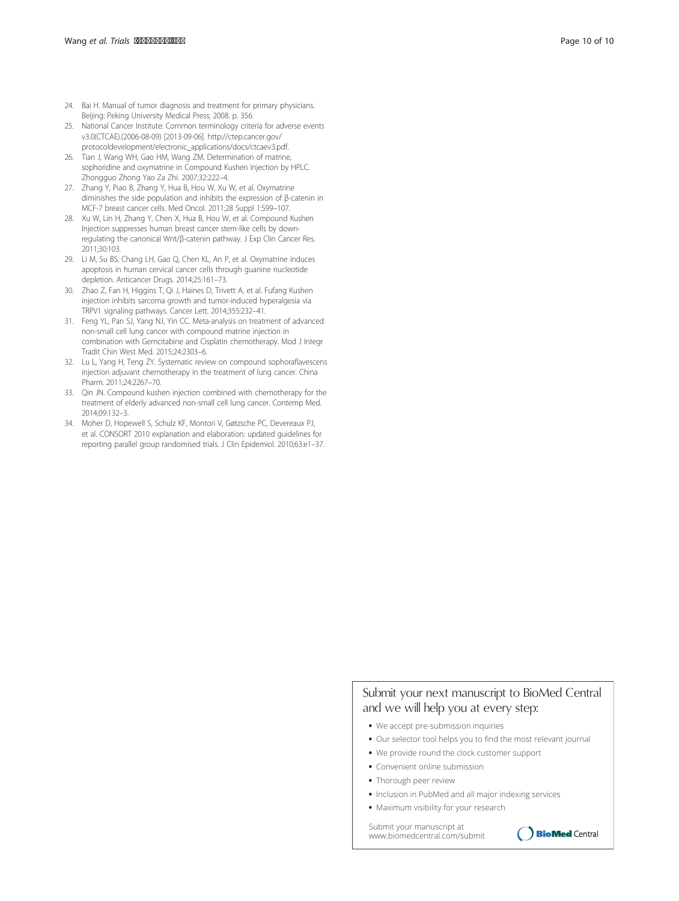24. Bai H. Manual of tumor diagnosis and treatment for primary physicians. Beijing: Peking University Medical Press; 2008. p. 356.
25. National Cancer Institute: Common terminology criteria for adverse events v3.0(CTCAE).(2006-08-09) [2013-09-06]. http://ctep.cancer.gov/protocoldevelopment/electronic_applications/docs/ctcaev3.pdf.
26. Tian J, Wang WH, Gao HM, Wang ZM. Determination of matrine, sophoridine and oxymatrine in Compound Kushen Injection by HPLC. Zhongguo Zhong Yao Za Zhi. 2007;32:222–4.
27. Zhang Y, Piao B, Zhang Y, Hua B, Hou W, Xu W, et al. Oxymatrine diminishes the side population and inhibits the expression of β-catenin in MCF-7 breast cancer cells. Med Oncol. 2011;28 Suppl 1:S99–107.
28. Xu W, Lin H, Zhang Y, Chen X, Hua B, Hou W, et al. Compound Kushen Injection suppresses human breast cancer stem-like cells by down-regulating the canonical Wnt/β-catenin pathway. J Exp Clin Cancer Res. 2011;30:103.
29. Li M, Su BS, Chang LH, Gao Q, Chen KL, An P, et al. Oxymatrine induces apoptosis in human cervical cancer cells through guanine nucleotide depletion. Anticancer Drugs. 2014;25:161–73.
30. Zhao Z, Fan H, Higgins T, Qi J, Haines D, Trivett A, et al. Fufang Kushen injection inhibits sarcoma growth and tumor-induced hyperalgesia via TRPV1 signaling pathways. Cancer Lett. 2014;355:232–41.
31. Feng YL, Pan SJ, Yang NJ, Yin CC. Meta-analysis on treatment of advanced non-small cell lung cancer with compound matrine injection in combination with Gemcitabine and Cisplatin chemotherapy. Mod J Integr Tradit Chin West Med. 2015;24:2303–6.
32. Lu L, Yang H, Teng ZY. Systematic review on compound sophoraflavescens injection adjuvant chemotherapy in the treatment of lung cancer. China Pharm. 2011;24:2267–70.
33. Qin JN. Compound kushen injection combined with chemotherapy for the treatment of elderly advanced non-small cell lung cancer. Contemp Med. 2014;09:132–3.
34. Moher D, Hopewell S, Schulz KF, Montori V, Gøtzsche PC, Devereaux PJ, et al. CONSORT 2010 explanation and elaboration: updated guidelines for reporting parallel group randomised trials. J Clin Epidemiol. 2010;63:e1–37.

Submit your next manuscript to BioMed Central and we will help you at every step:

- We accept pre-submission inquiries
- Our selector tool helps you to find the most relevant journal
- We provide round the clock customer support
- Convenient online submission
- Thorough peer review
- Inclusion in PubMed and all major indexing services
- Maximum visibility for your research

Submit your manuscript at www.biomedcentral.com/submit

BioMed Central